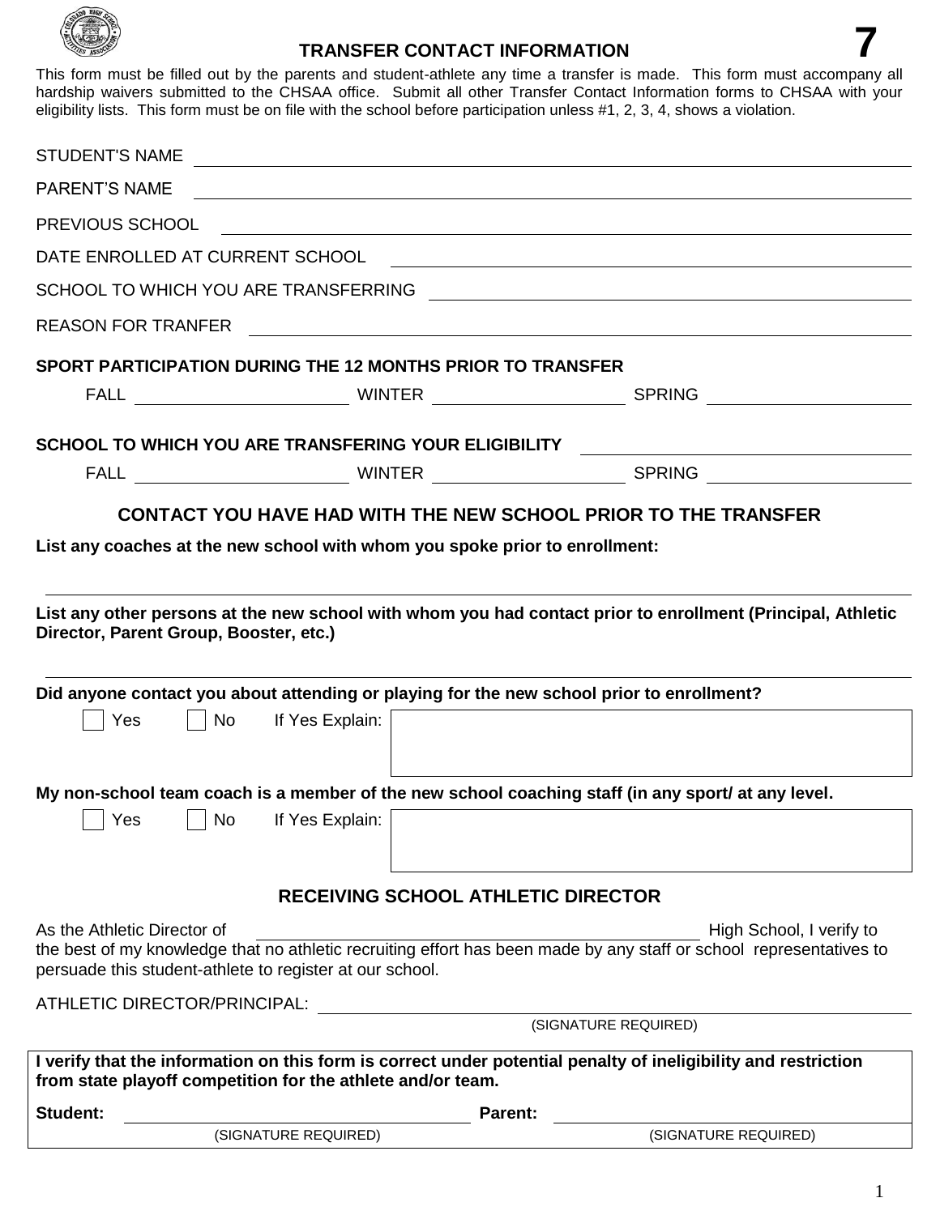# TRANSFER CONTACT INFORMATION **7**

This form must be filled out by the parents and student-athlete any time a transfer is made. This form must accompany all hardship waivers submitted to the CHSAA office. Submit all other Transfer Contact Information forms to CHSAA with your eligibility lists. This form must be on file with the school before participation unless #1, 2, 3, 4, shows a violation.

STUDENT'S NAME ______________________________

PARENT'S NAME ______________________________

PREVIOUS SCHOOL ______________________________

DATE ENROLLED AT CURRENT SCHOOL ______________________________

SCHOOL TO WHICH YOU ARE TRANSFERRING ______________________________

REASON FOR TRANFER ______________________________

**SPORT PARTICIPATION DURING THE 12 MONTHS PRIOR TO TRANSFER**

FALL ____________ WINTER ____________ SPRING ____________

**SCHOOL TO WHICH YOU ARE TRANSFERING YOUR ELIGIBILITY** ______________________________

FALL ____________ WINTER ____________ SPRING ____________

## CONTACT YOU HAVE HAD WITH THE NEW SCHOOL PRIOR TO THE TRANSFER

**List any coaches at the new school with whom you spoke prior to enrollment:**

______________________________

**List any other persons at the new school with whom you had contact prior to enrollment (Principal, Athletic Director, Parent Group, Booster, etc.)**

______________________________

**Did anyone contact you about attending or playing for the new school prior to enrollment?**

☐ Yes ☐ No If Yes Explain: ______________________________

**My non-school team coach is a member of the new school coaching staff (in any sport/ at any level.**

☐ Yes ☐ No If Yes Explain: ______________________________

## RECEIVING SCHOOL ATHLETIC DIRECTOR

As the Athletic Director of ______________________________ High School, I verify to the best of my knowledge that no athletic recruiting effort has been made by any staff or school representatives to persuade this student-athlete to register at our school.

ATHLETIC DIRECTOR/PRINCIPAL: ______________________________
(SIGNATURE REQUIRED)

**I verify that the information on this form is correct under potential penalty of ineligibility and restriction from state playoff competition for the athlete and/or team.**

**Student:** ______________________________ **Parent:** ______________________________
(SIGNATURE REQUIRED) (SIGNATURE REQUIRED)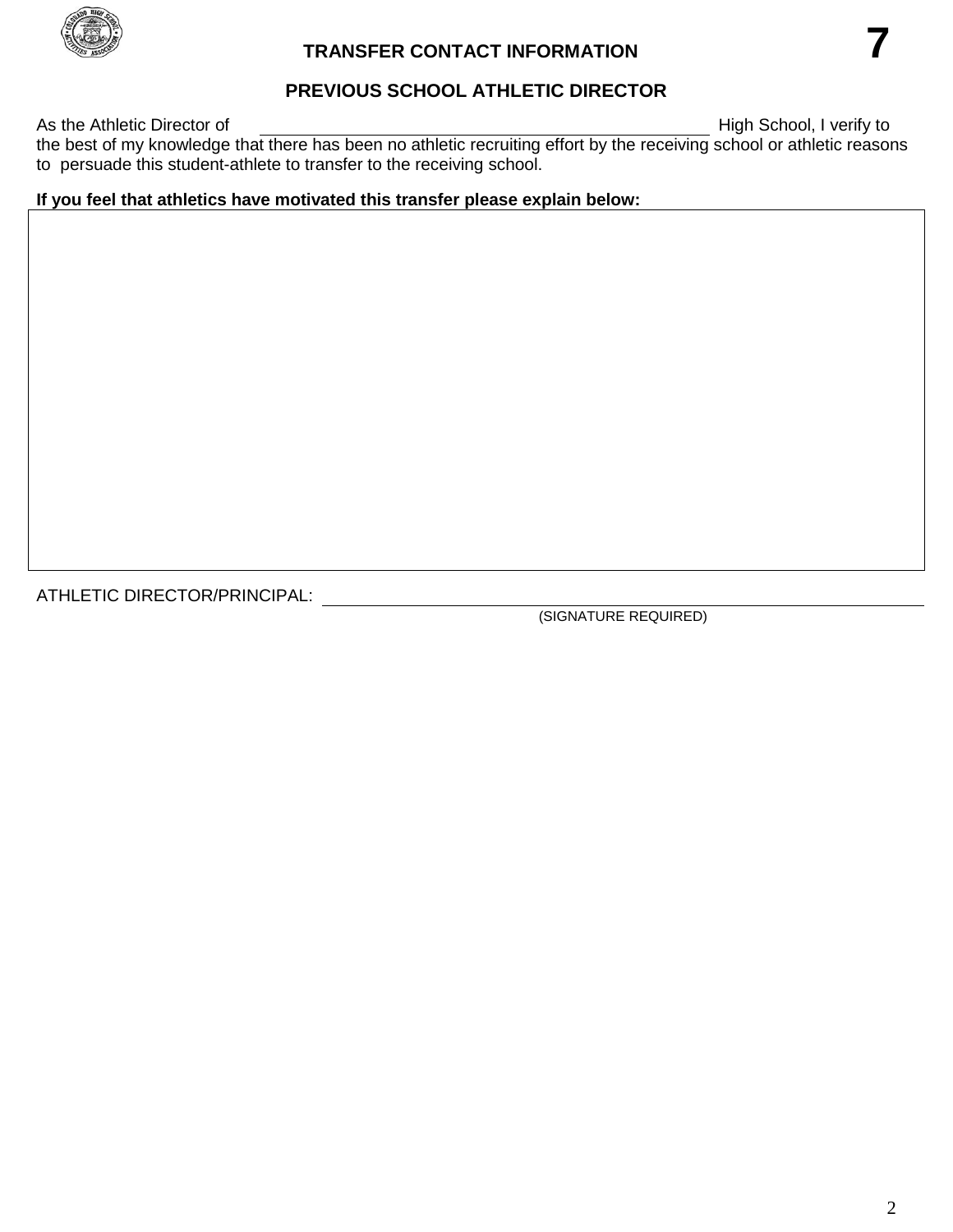## TRANSFER CONTACT INFORMATION **7**

### PREVIOUS SCHOOL ATHLETIC DIRECTOR

As the Athletic Director of ______________________________________ High School, I verify to the best of my knowledge that there has been no athletic recruiting effort by the receiving school or athletic reasons to persuade this student-athlete to transfer to the receiving school.

**If you feel that athletics have motivated this transfer please explain below:**

ATHLETIC DIRECTOR/PRINCIPAL: ______________________________________

(SIGNATURE REQUIRED)